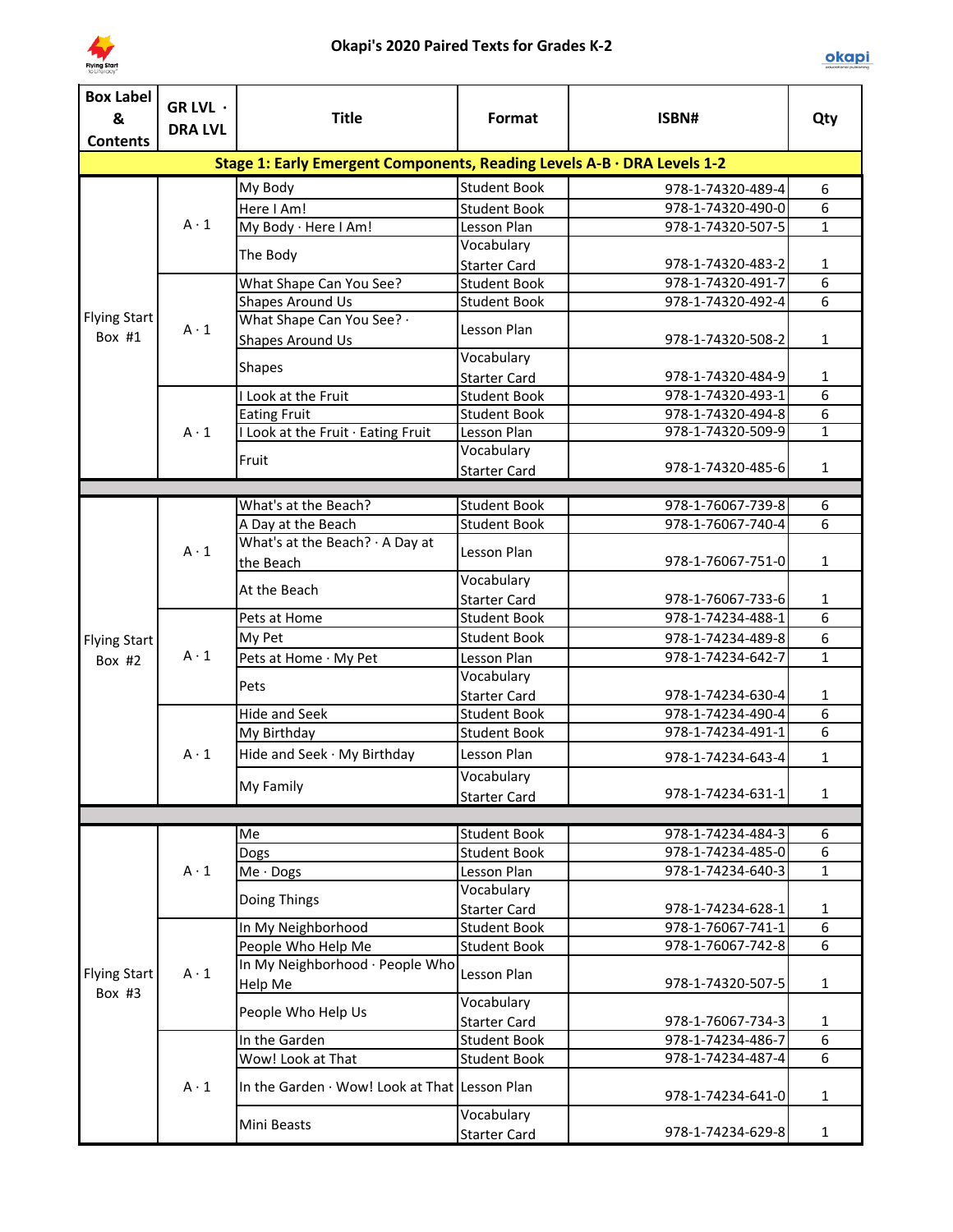# Okapi's 2020 Paired Texts for Grades K-2

| Box Label & Contents | GR LVL · DRA LVL | Title | Format | ISBN# | Qty |
|---|---|---|---|---|---|
| **Stage 1: Early Emergent Components, Reading Levels A-B · DRA Levels 1-2** | | | | | |
| Flying Start Box #1 | A · 1 | My Body | Student Book | 978-1-74320-489-4 | 6 |
| | | Here I Am! | Student Book | 978-1-74320-490-0 | 6 |
| | | My Body · Here I Am! | Lesson Plan | 978-1-74320-507-5 | 1 |
| | | The Body | Vocabulary Starter Card | 978-1-74320-483-2 | 1 |
| | A · 1 | What Shape Can You See? | Student Book | 978-1-74320-491-7 | 6 |
| | | Shapes Around Us | Student Book | 978-1-74320-492-4 | 6 |
| | | What Shape Can You See? · Shapes Around Us | Lesson Plan | 978-1-74320-508-2 | 1 |
| | | Shapes | Vocabulary Starter Card | 978-1-74320-484-9 | 1 |
| | A · 1 | I Look at the Fruit | Student Book | 978-1-74320-493-1 | 6 |
| | | Eating Fruit | Student Book | 978-1-74320-494-8 | 6 |
| | | I Look at the Fruit · Eating Fruit | Lesson Plan | 978-1-74320-509-9 | 1 |
| | | Fruit | Vocabulary Starter Card | 978-1-74320-485-6 | 1 |
| Flying Start Box #2 | A · 1 | What's at the Beach? | Student Book | 978-1-76067-739-8 | 6 |
| | | A Day at the Beach | Student Book | 978-1-76067-740-4 | 6 |
| | | What's at the Beach? · A Day at the Beach | Lesson Plan | 978-1-76067-751-0 | 1 |
| | | At the Beach | Vocabulary Starter Card | 978-1-76067-733-6 | 1 |
| | A · 1 | Pets at Home | Student Book | 978-1-74234-488-1 | 6 |
| | | My Pet | Student Book | 978-1-74234-489-8 | 6 |
| | | Pets at Home · My Pet | Lesson Plan | 978-1-74234-642-7 | 1 |
| | | Pets | Vocabulary Starter Card | 978-1-74234-630-4 | 1 |
| | A · 1 | Hide and Seek | Student Book | 978-1-74234-490-4 | 6 |
| | | My Birthday | Student Book | 978-1-74234-491-1 | 6 |
| | | Hide and Seek · My Birthday | Lesson Plan | 978-1-74234-643-4 | 1 |
| | | My Family | Vocabulary Starter Card | 978-1-74234-631-1 | 1 |
| Flying Start Box #3 | A · 1 | Me | Student Book | 978-1-74234-484-3 | 6 |
| | | Dogs | Student Book | 978-1-74234-485-0 | 6 |
| | | Me · Dogs | Lesson Plan | 978-1-74234-640-3 | 1 |
| | | Doing Things | Vocabulary Starter Card | 978-1-74234-628-1 | 1 |
| | A · 1 | In My Neighborhood | Student Book | 978-1-76067-741-1 | 6 |
| | | People Who Help Me | Student Book | 978-1-76067-742-8 | 6 |
| | | In My Neighborhood · People Who Help Me | Lesson Plan | 978-1-74320-507-5 | 1 |
| | | People Who Help Us | Vocabulary Starter Card | 978-1-76067-734-3 | 1 |
| | A · 1 | In the Garden | Student Book | 978-1-74234-486-7 | 6 |
| | | Wow! Look at That | Student Book | 978-1-74234-487-4 | 6 |
| | | In the Garden · Wow! Look at That | Lesson Plan | 978-1-74234-641-0 | 1 |
| | | Mini Beasts | Vocabulary Starter Card | 978-1-74234-629-8 | 1 |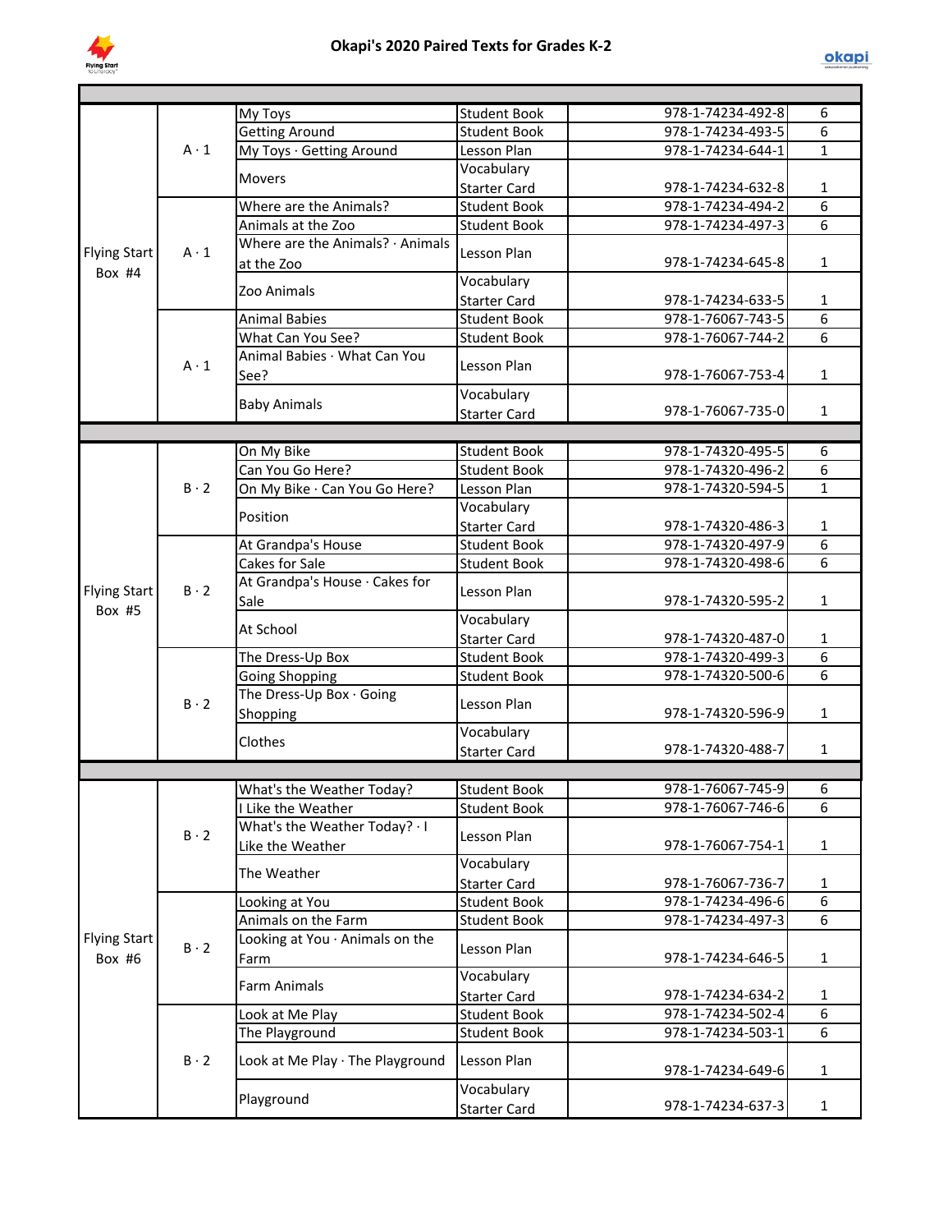# Okapi's 2020 Paired Texts for Grades K-2

| | | | | | |
|---|---|---|---|---|---|
| Flying Start Box #4 | A · 1 | My Toys | Student Book | 978-1-74234-492-8 | 6 |
| | | Getting Around | Student Book | 978-1-74234-493-5 | 6 |
| | | My Toys · Getting Around | Lesson Plan | 978-1-74234-644-1 | 1 |
| | | Movers | Vocabulary Starter Card | 978-1-74234-632-8 | 1 |
| | A · 1 | Where are the Animals? | Student Book | 978-1-74234-494-2 | 6 |
| | | Animals at the Zoo | Student Book | 978-1-74234-497-3 | 6 |
| | | Where are the Animals? · Animals at the Zoo | Lesson Plan | 978-1-74234-645-8 | 1 |
| | | Zoo Animals | Vocabulary Starter Card | 978-1-74234-633-5 | 1 |
| | A · 1 | Animal Babies | Student Book | 978-1-76067-743-5 | 6 |
| | | What Can You See? | Student Book | 978-1-76067-744-2 | 6 |
| | | Animal Babies · What Can You See? | Lesson Plan | 978-1-76067-753-4 | 1 |
| | | Baby Animals | Vocabulary Starter Card | 978-1-76067-735-0 | 1 |
| Flying Start Box #5 | B · 2 | On My Bike | Student Book | 978-1-74320-495-5 | 6 |
| | | Can You Go Here? | Student Book | 978-1-74320-496-2 | 6 |
| | | On My Bike · Can You Go Here? | Lesson Plan | 978-1-74320-594-5 | 1 |
| | | Position | Vocabulary Starter Card | 978-1-74320-486-3 | 1 |
| | B · 2 | At Grandpa's House | Student Book | 978-1-74320-497-9 | 6 |
| | | Cakes for Sale | Student Book | 978-1-74320-498-6 | 6 |
| | | At Grandpa's House · Cakes for Sale | Lesson Plan | 978-1-74320-595-2 | 1 |
| | | At School | Vocabulary Starter Card | 978-1-74320-487-0 | 1 |
| | B · 2 | The Dress-Up Box | Student Book | 978-1-74320-499-3 | 6 |
| | | Going Shopping | Student Book | 978-1-74320-500-6 | 6 |
| | | The Dress-Up Box · Going Shopping | Lesson Plan | 978-1-74320-596-9 | 1 |
| | | Clothes | Vocabulary Starter Card | 978-1-74320-488-7 | 1 |
| Flying Start Box #6 | B · 2 | What's the Weather Today? | Student Book | 978-1-76067-745-9 | 6 |
| | | I Like the Weather | Student Book | 978-1-76067-746-6 | 6 |
| | | What's the Weather Today? · I Like the Weather | Lesson Plan | 978-1-76067-754-1 | 1 |
| | | The Weather | Vocabulary Starter Card | 978-1-76067-736-7 | 1 |
| | B · 2 | Looking at You | Student Book | 978-1-74234-496-6 | 6 |
| | | Animals on the Farm | Student Book | 978-1-74234-497-3 | 6 |
| | | Looking at You · Animals on the Farm | Lesson Plan | 978-1-74234-646-5 | 1 |
| | | Farm Animals | Vocabulary Starter Card | 978-1-74234-634-2 | 1 |
| | B · 2 | Look at Me Play | Student Book | 978-1-74234-502-4 | 6 |
| | | The Playground | Student Book | 978-1-74234-503-1 | 6 |
| | | Look at Me Play · The Playground | Lesson Plan | 978-1-74234-649-6 | 1 |
| | | Playground | Vocabulary Starter Card | 978-1-74234-637-3 | 1 |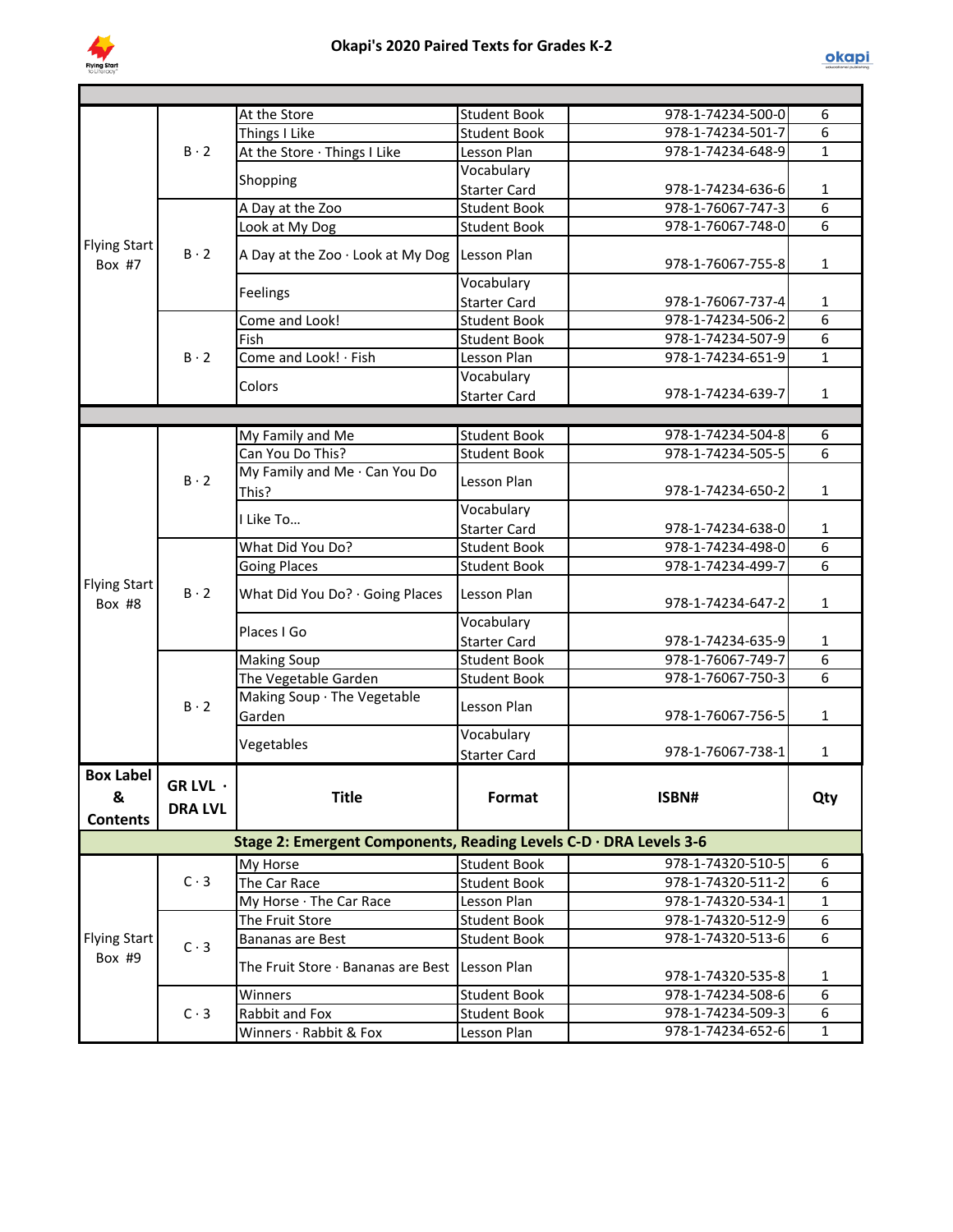# Okapi's 2020 Paired Texts for Grades K-2

| Box Label & Contents | GR LVL · DRA LVL | Title | Format | ISBN# | Qty |
|---|---|---|---|---|---|
| Flying Start Box #7 | B · 2 | At the Store | Student Book | 978-1-74234-500-0 | 6 |
| | | Things I Like | Student Book | 978-1-74234-501-7 | 6 |
| | | At the Store · Things I Like | Lesson Plan | 978-1-74234-648-9 | 1 |
| | | Shopping | Vocabulary Starter Card | 978-1-74234-636-6 | 1 |
| | B · 2 | A Day at the Zoo | Student Book | 978-1-76067-747-3 | 6 |
| | | Look at My Dog | Student Book | 978-1-76067-748-0 | 6 |
| | | A Day at the Zoo · Look at My Dog | Lesson Plan | 978-1-76067-755-8 | 1 |
| | | Feelings | Vocabulary Starter Card | 978-1-76067-737-4 | 1 |
| | B · 2 | Come and Look! | Student Book | 978-1-74234-506-2 | 6 |
| | | Fish | Student Book | 978-1-74234-507-9 | 6 |
| | | Come and Look! · Fish | Lesson Plan | 978-1-74234-651-9 | 1 |
| | | Colors | Vocabulary Starter Card | 978-1-74234-639-7 | 1 |
| Flying Start Box #8 | B · 2 | My Family and Me | Student Book | 978-1-74234-504-8 | 6 |
| | | Can You Do This? | Student Book | 978-1-74234-505-5 | 6 |
| | | My Family and Me · Can You Do This? | Lesson Plan | 978-1-74234-650-2 | 1 |
| | | I Like To… | Vocabulary Starter Card | 978-1-74234-638-0 | 1 |
| | B · 2 | What Did You Do? | Student Book | 978-1-74234-498-0 | 6 |
| | | Going Places | Student Book | 978-1-74234-499-7 | 6 |
| | | What Did You Do? · Going Places | Lesson Plan | 978-1-74234-647-2 | 1 |
| | | Places I Go | Vocabulary Starter Card | 978-1-74234-635-9 | 1 |
| | B · 2 | Making Soup | Student Book | 978-1-76067-749-7 | 6 |
| | | The Vegetable Garden | Student Book | 978-1-76067-750-3 | 6 |
| | | Making Soup · The Vegetable Garden | Lesson Plan | 978-1-76067-756-5 | 1 |
| | | Vegetables | Vocabulary Starter Card | 978-1-76067-738-1 | 1 |

**Stage 2: Emergent Components, Reading Levels C-D · DRA Levels 3-6**

| Box Label & Contents | GR LVL · DRA LVL | Title | Format | ISBN# | Qty |
|---|---|---|---|---|---|
| Flying Start Box #9 | C · 3 | My Horse | Student Book | 978-1-74320-510-5 | 6 |
| | | The Car Race | Student Book | 978-1-74320-511-2 | 6 |
| | | My Horse · The Car Race | Lesson Plan | 978-1-74320-534-1 | 1 |
| | C · 3 | The Fruit Store | Student Book | 978-1-74320-512-9 | 6 |
| | | Bananas are Best | Student Book | 978-1-74320-513-6 | 6 |
| | | The Fruit Store · Bananas are Best | Lesson Plan | 978-1-74320-535-8 | 1 |
| | C · 3 | Winners | Student Book | 978-1-74234-508-6 | 6 |
| | | Rabbit and Fox | Student Book | 978-1-74234-509-3 | 6 |
| | | Winners · Rabbit & Fox | Lesson Plan | 978-1-74234-652-6 | 1 |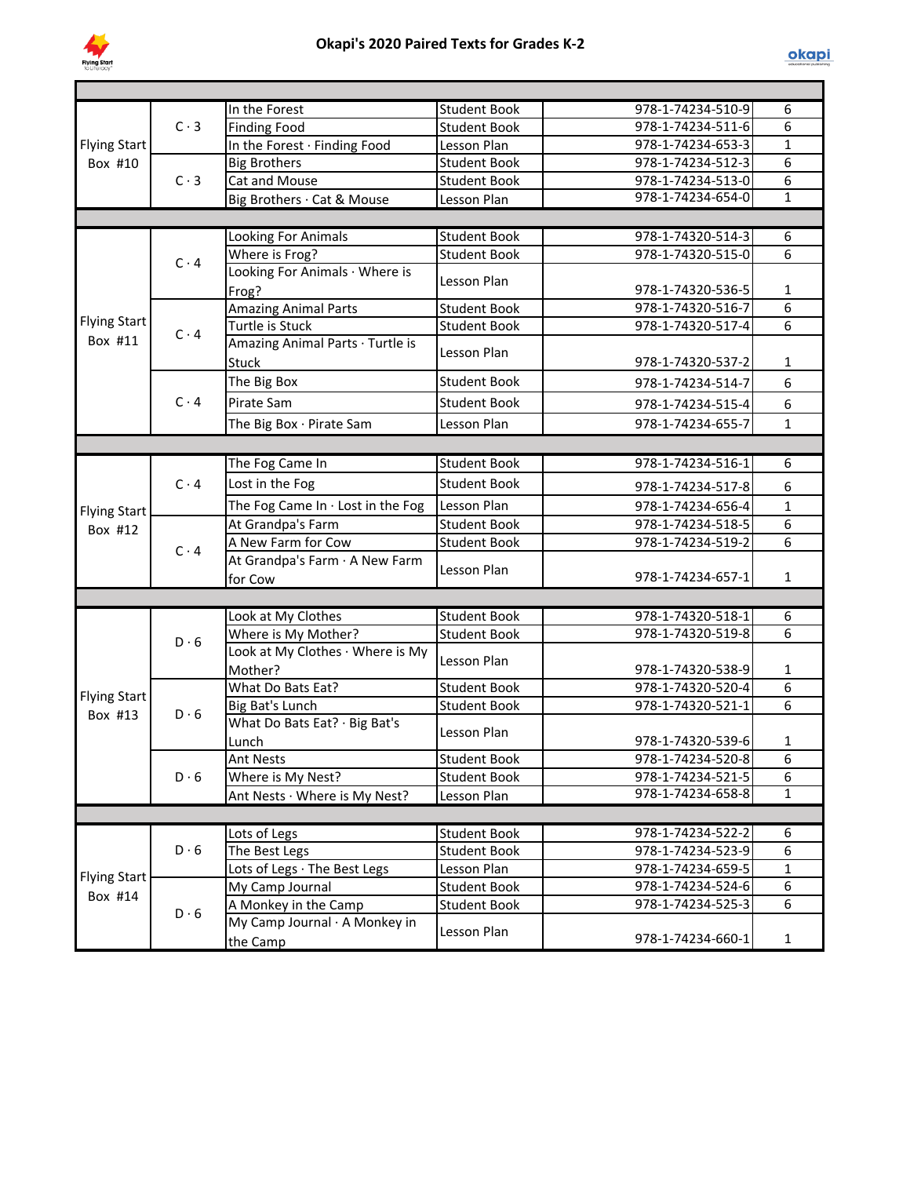# Okapi's 2020 Paired Texts for Grades K-2

| | | | | | |
|---|---|---|---|---|---|
| Flying Start Box #10 | C · 3 | In the Forest | Student Book | 978-1-74234-510-9 | 6 |
| | | Finding Food | Student Book | 978-1-74234-511-6 | 6 |
| | | In the Forest · Finding Food | Lesson Plan | 978-1-74234-653-3 | 1 |
| | C · 3 | Big Brothers | Student Book | 978-1-74234-512-3 | 6 |
| | | Cat and Mouse | Student Book | 978-1-74234-513-0 | 6 |
| | | Big Brothers · Cat & Mouse | Lesson Plan | 978-1-74234-654-0 | 1 |
| | | | | | |
| Flying Start Box #11 | C · 4 | Looking For Animals | Student Book | 978-1-74320-514-3 | 6 |
| | | Where is Frog? | Student Book | 978-1-74320-515-0 | 6 |
| | | Looking For Animals · Where is Frog? | Lesson Plan | 978-1-74320-536-5 | 1 |
| | C · 4 | Amazing Animal Parts | Student Book | 978-1-74320-516-7 | 6 |
| | | Turtle is Stuck | Student Book | 978-1-74320-517-4 | 6 |
| | | Amazing Animal Parts · Turtle is Stuck | Lesson Plan | 978-1-74320-537-2 | 1 |
| | C · 4 | The Big Box | Student Book | 978-1-74234-514-7 | 6 |
| | | Pirate Sam | Student Book | 978-1-74234-515-4 | 6 |
| | | The Big Box · Pirate Sam | Lesson Plan | 978-1-74234-655-7 | 1 |
| | | | | | |
| Flying Start Box #12 | C · 4 | The Fog Came In | Student Book | 978-1-74234-516-1 | 6 |
| | | Lost in the Fog | Student Book | 978-1-74234-517-8 | 6 |
| | | The Fog Came In · Lost in the Fog | Lesson Plan | 978-1-74234-656-4 | 1 |
| | C · 4 | At Grandpa's Farm | Student Book | 978-1-74234-518-5 | 6 |
| | | A New Farm for Cow | Student Book | 978-1-74234-519-2 | 6 |
| | | At Grandpa's Farm · A New Farm for Cow | Lesson Plan | 978-1-74234-657-1 | 1 |
| | | | | | |
| Flying Start Box #13 | D · 6 | Look at My Clothes | Student Book | 978-1-74320-518-1 | 6 |
| | | Where is My Mother? | Student Book | 978-1-74320-519-8 | 6 |
| | | Look at My Clothes · Where is My Mother? | Lesson Plan | 978-1-74320-538-9 | 1 |
| | D · 6 | What Do Bats Eat? | Student Book | 978-1-74320-520-4 | 6 |
| | | Big Bat's Lunch | Student Book | 978-1-74320-521-1 | 6 |
| | | What Do Bats Eat? · Big Bat's Lunch | Lesson Plan | 978-1-74320-539-6 | 1 |
| | D · 6 | Ant Nests | Student Book | 978-1-74234-520-8 | 6 |
| | | Where is My Nest? | Student Book | 978-1-74234-521-5 | 6 |
| | | Ant Nests · Where is My Nest? | Lesson Plan | 978-1-74234-658-8 | 1 |
| | | | | | |
| Flying Start Box #14 | D · 6 | Lots of Legs | Student Book | 978-1-74234-522-2 | 6 |
| | | The Best Legs | Student Book | 978-1-74234-523-9 | 6 |
| | | Lots of Legs · The Best Legs | Lesson Plan | 978-1-74234-659-5 | 1 |
| | D · 6 | My Camp Journal | Student Book | 978-1-74234-524-6 | 6 |
| | | A Monkey in the Camp | Student Book | 978-1-74234-525-3 | 6 |
| | | My Camp Journal · A Monkey in the Camp | Lesson Plan | 978-1-74234-660-1 | 1 |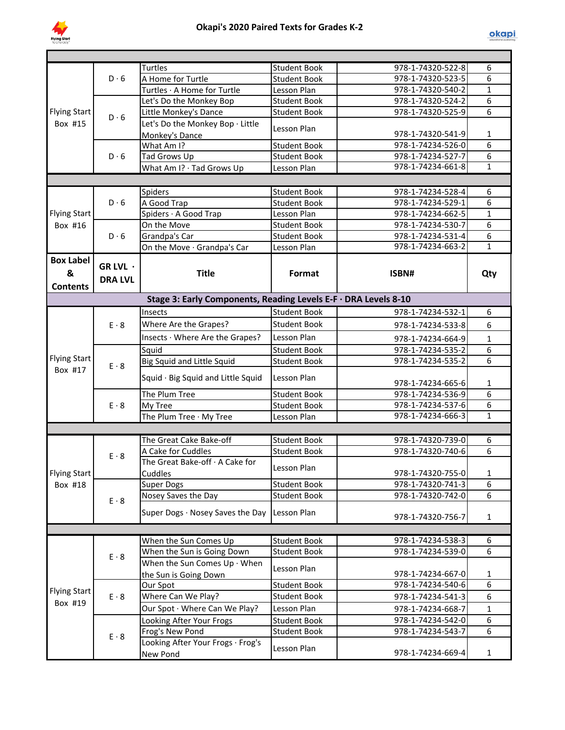# Okapi's 2020 Paired Texts for Grades K-2

| Box Label & Contents | GR LVL · DRA LVL | Title | Format | ISBN# | Qty |
|---|---|---|---|---|---|
| | | | | | |
| Flying Start Box #15 | D · 6 | Turtles | Student Book | 978-1-74320-522-8 | 6 |
| | | A Home for Turtle | Student Book | 978-1-74320-523-5 | 6 |
| | | Turtles · A Home for Turtle | Lesson Plan | 978-1-74320-540-2 | 1 |
| | D · 6 | Let's Do the Monkey Bop | Student Book | 978-1-74320-524-2 | 6 |
| | | Little Monkey's Dance | Student Book | 978-1-74320-525-9 | 6 |
| | | Let's Do the Monkey Bop · Little Monkey's Dance | Lesson Plan | 978-1-74320-541-9 | 1 |
| | D · 6 | What Am I? | Student Book | 978-1-74234-526-0 | 6 |
| | | Tad Grows Up | Student Book | 978-1-74234-527-7 | 6 |
| | | What Am I? · Tad Grows Up | Lesson Plan | 978-1-74234-661-8 | 1 |
| | | | | | |
| Flying Start Box #16 | D · 6 | Spiders | Student Book | 978-1-74234-528-4 | 6 |
| | | A Good Trap | Student Book | 978-1-74234-529-1 | 6 |
| | | Spiders · A Good Trap | Lesson Plan | 978-1-74234-662-5 | 1 |
| | D · 6 | On the Move | Student Book | 978-1-74234-530-7 | 6 |
| | | Grandpa's Car | Student Book | 978-1-74234-531-4 | 6 |
| | | On the Move · Grandpa's Car | Lesson Plan | 978-1-74234-663-2 | 1 |
| **Box Label & Contents** | **GR LVL · DRA LVL** | **Title** | **Format** | **ISBN#** | **Qty** |
| **Stage 3: Early Components, Reading Levels E-F · DRA Levels 8-10** | | | | | |
| Flying Start Box #17 | E · 8 | Insects | Student Book | 978-1-74234-532-1 | 6 |
| | | Where Are the Grapes? | Student Book | 978-1-74234-533-8 | 6 |
| | | Insects · Where Are the Grapes? | Lesson Plan | 978-1-74234-664-9 | 1 |
| | E · 8 | Squid | Student Book | 978-1-74234-535-2 | 6 |
| | | Big Squid and Little Squid | Student Book | 978-1-74234-535-2 | 6 |
| | | Squid · Big Squid and Little Squid | Lesson Plan | 978-1-74234-665-6 | 1 |
| | E · 8 | The Plum Tree | Student Book | 978-1-74234-536-9 | 6 |
| | | My Tree | Student Book | 978-1-74234-537-6 | 6 |
| | | The Plum Tree · My Tree | Lesson Plan | 978-1-74234-666-3 | 1 |
| | | | | | |
| Flying Start Box #18 | E · 8 | The Great Cake Bake-off | Student Book | 978-1-74320-739-0 | 6 |
| | | A Cake for Cuddles | Student Book | 978-1-74320-740-6 | 6 |
| | | The Great Bake-off · A Cake for Cuddles | Lesson Plan | 978-1-74320-755-0 | 1 |
| | E · 8 | Super Dogs | Student Book | 978-1-74320-741-3 | 6 |
| | | Nosey Saves the Day | Student Book | 978-1-74320-742-0 | 6 |
| | | Super Dogs · Nosey Saves the Day | Lesson Plan | 978-1-74320-756-7 | 1 |
| | | | | | |
| Flying Start Box #19 | E · 8 | When the Sun Comes Up | Student Book | 978-1-74234-538-3 | 6 |
| | | When the Sun is Going Down | Student Book | 978-1-74234-539-0 | 6 |
| | | When the Sun Comes Up · When the Sun is Going Down | Lesson Plan | 978-1-74234-667-0 | 1 |
| | E · 8 | Our Spot | Student Book | 978-1-74234-540-6 | 6 |
| | | Where Can We Play? | Student Book | 978-1-74234-541-3 | 6 |
| | | Our Spot · Where Can We Play? | Lesson Plan | 978-1-74234-668-7 | 1 |
| | E · 8 | Looking After Your Frogs | Student Book | 978-1-74234-542-0 | 6 |
| | | Frog's New Pond | Student Book | 978-1-74234-543-7 | 6 |
| | | Looking After Your Frogs · Frog's New Pond | Lesson Plan | 978-1-74234-669-4 | 1 |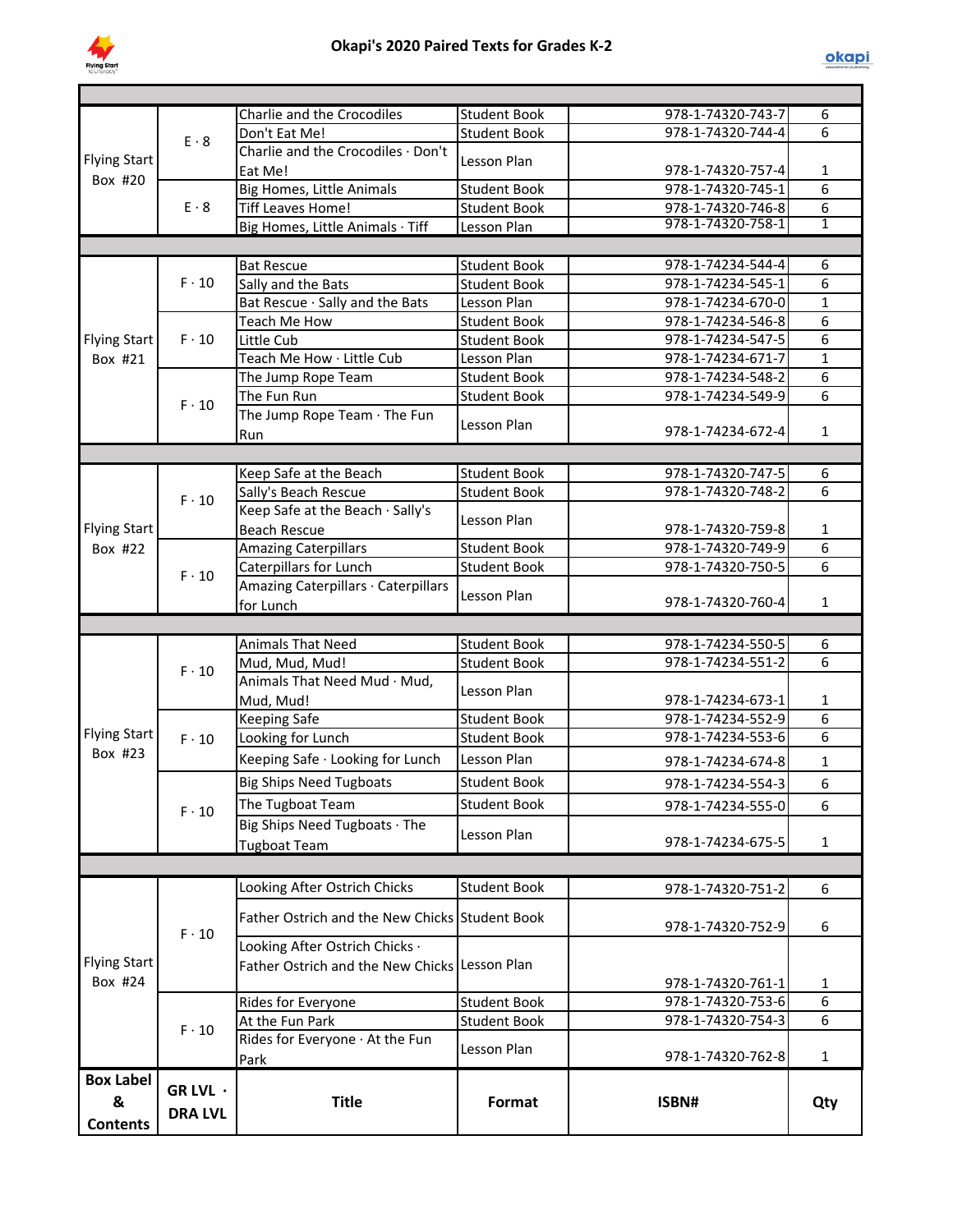# Okapi's 2020 Paired Texts for Grades K-2

| Box Label & Contents | GR LVL · DRA LVL | Title | Format | ISBN# | Qty |
|---|---|---|---|---|---|
| Flying Start Box #20 | E · 8 | Charlie and the Crocodiles | Student Book | 978-1-74320-743-7 | 6 |
| | | Don't Eat Me! | Student Book | 978-1-74320-744-4 | 6 |
| | | Charlie and the Crocodiles · Don't Eat Me! | Lesson Plan | 978-1-74320-757-4 | 1 |
| | E · 8 | Big Homes, Little Animals | Student Book | 978-1-74320-745-1 | 6 |
| | | Tiff Leaves Home! | Student Book | 978-1-74320-746-8 | 6 |
| | | Big Homes, Little Animals · Tiff | Lesson Plan | 978-1-74320-758-1 | 1 |
| Flying Start Box #21 | F · 10 | Bat Rescue | Student Book | 978-1-74234-544-4 | 6 |
| | | Sally and the Bats | Student Book | 978-1-74234-545-1 | 6 |
| | | Bat Rescue · Sally and the Bats | Lesson Plan | 978-1-74234-670-0 | 1 |
| | F · 10 | Teach Me How | Student Book | 978-1-74234-546-8 | 6 |
| | | Little Cub | Student Book | 978-1-74234-547-5 | 6 |
| | | Teach Me How · Little Cub | Lesson Plan | 978-1-74234-671-7 | 1 |
| | F · 10 | The Jump Rope Team | Student Book | 978-1-74234-548-2 | 6 |
| | | The Fun Run | Student Book | 978-1-74234-549-9 | 6 |
| | | The Jump Rope Team · The Fun Run | Lesson Plan | 978-1-74234-672-4 | 1 |
| Flying Start Box #22 | F · 10 | Keep Safe at the Beach | Student Book | 978-1-74320-747-5 | 6 |
| | | Sally's Beach Rescue | Student Book | 978-1-74320-748-2 | 6 |
| | | Keep Safe at the Beach · Sally's Beach Rescue | Lesson Plan | 978-1-74320-759-8 | 1 |
| | F · 10 | Amazing Caterpillars | Student Book | 978-1-74320-749-9 | 6 |
| | | Caterpillars for Lunch | Student Book | 978-1-74320-750-5 | 6 |
| | | Amazing Caterpillars · Caterpillars for Lunch | Lesson Plan | 978-1-74320-760-4 | 1 |
| Flying Start Box #23 | F · 10 | Animals That Need | Student Book | 978-1-74234-550-5 | 6 |
| | | Mud, Mud, Mud! | Student Book | 978-1-74234-551-2 | 6 |
| | | Animals That Need Mud · Mud, Mud, Mud! | Lesson Plan | 978-1-74234-673-1 | 1 |
| | F · 10 | Keeping Safe | Student Book | 978-1-74234-552-9 | 6 |
| | | Looking for Lunch | Student Book | 978-1-74234-553-6 | 6 |
| | | Keeping Safe · Looking for Lunch | Lesson Plan | 978-1-74234-674-8 | 1 |
| | F · 10 | Big Ships Need Tugboats | Student Book | 978-1-74234-554-3 | 6 |
| | | The Tugboat Team | Student Book | 978-1-74234-555-0 | 6 |
| | | Big Ships Need Tugboats · The Tugboat Team | Lesson Plan | 978-1-74234-675-5 | 1 |
| Flying Start Box #24 | F · 10 | Looking After Ostrich Chicks | Student Book | 978-1-74320-751-2 | 6 |
| | | Father Ostrich and the New Chicks | Student Book | 978-1-74320-752-9 | 6 |
| | | Looking After Ostrich Chicks · Father Ostrich and the New Chicks | Lesson Plan | 978-1-74320-761-1 | 1 |
| | F · 10 | Rides for Everyone | Student Book | 978-1-74320-753-6 | 6 |
| | | At the Fun Park | Student Book | 978-1-74320-754-3 | 6 |
| | | Rides for Everyone · At the Fun Park | Lesson Plan | 978-1-74320-762-8 | 1 |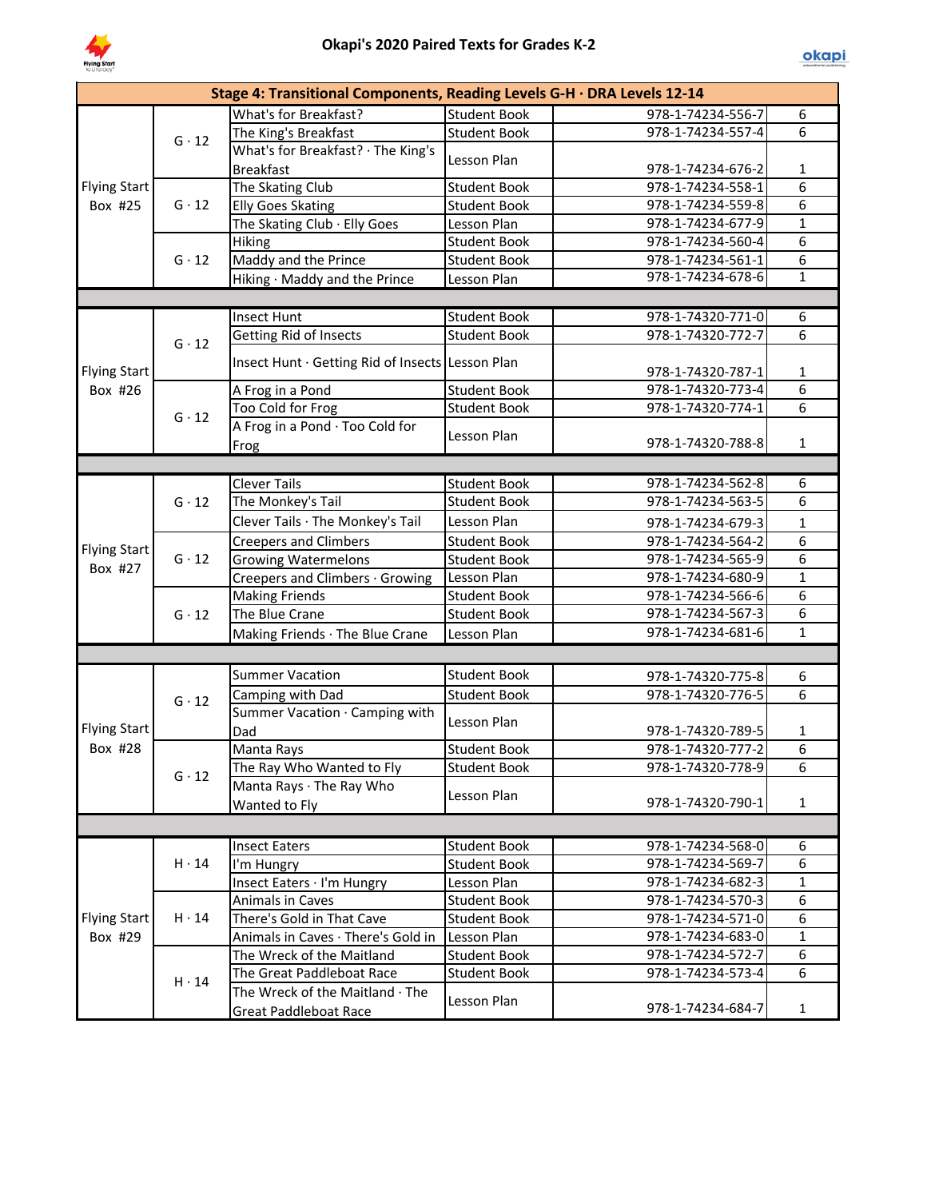# Okapi's 2020 Paired Texts for Grades K-2

| Stage 4: Transitional Components, Reading Levels G-H · DRA Levels 12-14 | | | | | |
|---|---|---|---|---|---|
| Flying Start Box #25 | G · 12 | What's for Breakfast? | Student Book | 978-1-74234-556-7 | 6 |
| | | The King's Breakfast | Student Book | 978-1-74234-557-4 | 6 |
| | | What's for Breakfast? · The King's Breakfast | Lesson Plan | 978-1-74234-676-2 | 1 |
| | G · 12 | The Skating Club | Student Book | 978-1-74234-558-1 | 6 |
| | | Elly Goes Skating | Student Book | 978-1-74234-559-8 | 6 |
| | | The Skating Club · Elly Goes | Lesson Plan | 978-1-74234-677-9 | 1 |
| | G · 12 | Hiking | Student Book | 978-1-74234-560-4 | 6 |
| | | Maddy and the Prince | Student Book | 978-1-74234-561-1 | 6 |
| | | Hiking · Maddy and the Prince | Lesson Plan | 978-1-74234-678-6 | 1 |
| | | | | | |
| Flying Start Box #26 | G · 12 | Insect Hunt | Student Book | 978-1-74320-771-0 | 6 |
| | | Getting Rid of Insects | Student Book | 978-1-74320-772-7 | 6 |
| | | Insect Hunt · Getting Rid of Insects | Lesson Plan | 978-1-74320-787-1 | 1 |
| | G · 12 | A Frog in a Pond | Student Book | 978-1-74320-773-4 | 6 |
| | | Too Cold for Frog | Student Book | 978-1-74320-774-1 | 6 |
| | | A Frog in a Pond · Too Cold for Frog | Lesson Plan | 978-1-74320-788-8 | 1 |
| | | | | | |
| Flying Start Box #27 | G · 12 | Clever Tails | Student Book | 978-1-74234-562-8 | 6 |
| | | The Monkey's Tail | Student Book | 978-1-74234-563-5 | 6 |
| | | Clever Tails · The Monkey's Tail | Lesson Plan | 978-1-74234-679-3 | 1 |
| | G · 12 | Creepers and Climbers | Student Book | 978-1-74234-564-2 | 6 |
| | | Growing Watermelons | Student Book | 978-1-74234-565-9 | 6 |
| | | Creepers and Climbers · Growing | Lesson Plan | 978-1-74234-680-9 | 1 |
| | G · 12 | Making Friends | Student Book | 978-1-74234-566-6 | 6 |
| | | The Blue Crane | Student Book | 978-1-74234-567-3 | 6 |
| | | Making Friends · The Blue Crane | Lesson Plan | 978-1-74234-681-6 | 1 |
| | | | | | |
| Flying Start Box #28 | G · 12 | Summer Vacation | Student Book | 978-1-74320-775-8 | 6 |
| | | Camping with Dad | Student Book | 978-1-74320-776-5 | 6 |
| | | Summer Vacation · Camping with Dad | Lesson Plan | 978-1-74320-789-5 | 1 |
| | G · 12 | Manta Rays | Student Book | 978-1-74320-777-2 | 6 |
| | | The Ray Who Wanted to Fly | Student Book | 978-1-74320-778-9 | 6 |
| | | Manta Rays · The Ray Who Wanted to Fly | Lesson Plan | 978-1-74320-790-1 | 1 |
| | | | | | |
| Flying Start Box #29 | H · 14 | Insect Eaters | Student Book | 978-1-74234-568-0 | 6 |
| | | I'm Hungry | Student Book | 978-1-74234-569-7 | 6 |
| | | Insect Eaters · I'm Hungry | Lesson Plan | 978-1-74234-682-3 | 1 |
| | H · 14 | Animals in Caves | Student Book | 978-1-74234-570-3 | 6 |
| | | There's Gold in That Cave | Student Book | 978-1-74234-571-0 | 6 |
| | | Animals in Caves · There's Gold in | Lesson Plan | 978-1-74234-683-0 | 1 |
| | H · 14 | The Wreck of the Maitland | Student Book | 978-1-74234-572-7 | 6 |
| | | The Great Paddleboat Race | Student Book | 978-1-74234-573-4 | 6 |
| | | The Wreck of the Maitland · The Great Paddleboat Race | Lesson Plan | 978-1-74234-684-7 | 1 |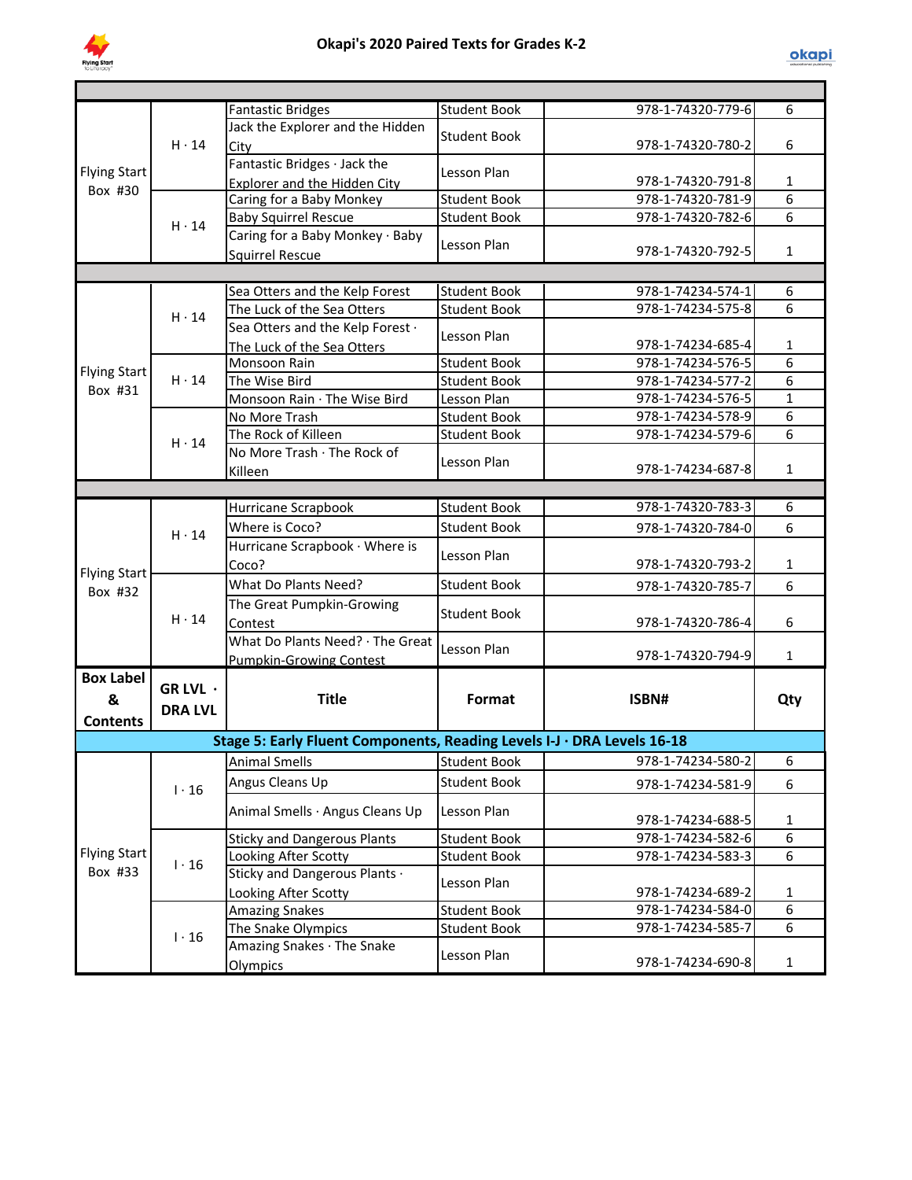# Okapi's 2020 Paired Texts for Grades K-2

| Box Label & Contents | GR LVL · DRA LVL | Title | Format | ISBN# | Qty |
|---|---|---|---|---|---|
| Flying Start Box #30 | H · 14 | Fantastic Bridges | Student Book | 978-1-74320-779-6 | 6 |
| | | Jack the Explorer and the Hidden City | Student Book | 978-1-74320-780-2 | 6 |
| | | Fantastic Bridges · Jack the Explorer and the Hidden City | Lesson Plan | 978-1-74320-791-8 | 1 |
| | H · 14 | Caring for a Baby Monkey | Student Book | 978-1-74320-781-9 | 6 |
| | | Baby Squirrel Rescue | Student Book | 978-1-74320-782-6 | 6 |
| | | Caring for a Baby Monkey · Baby Squirrel Rescue | Lesson Plan | 978-1-74320-792-5 | 1 |
| Flying Start Box #31 | H · 14 | Sea Otters and the Kelp Forest | Student Book | 978-1-74234-574-1 | 6 |
| | | The Luck of the Sea Otters | Student Book | 978-1-74234-575-8 | 6 |
| | | Sea Otters and the Kelp Forest · The Luck of the Sea Otters | Lesson Plan | 978-1-74234-685-4 | 1 |
| | H · 14 | Monsoon Rain | Student Book | 978-1-74234-576-5 | 6 |
| | | The Wise Bird | Student Book | 978-1-74234-577-2 | 6 |
| | | Monsoon Rain · The Wise Bird | Lesson Plan | 978-1-74234-576-5 | 1 |
| | H · 14 | No More Trash | Student Book | 978-1-74234-578-9 | 6 |
| | | The Rock of Killeen | Student Book | 978-1-74234-579-6 | 6 |
| | | No More Trash · The Rock of Killeen | Lesson Plan | 978-1-74234-687-8 | 1 |
| Flying Start Box #32 | H · 14 | Hurricane Scrapbook | Student Book | 978-1-74320-783-3 | 6 |
| | | Where is Coco? | Student Book | 978-1-74320-784-0 | 6 |
| | | Hurricane Scrapbook · Where is Coco? | Lesson Plan | 978-1-74320-793-2 | 1 |
| | H · 14 | What Do Plants Need? | Student Book | 978-1-74320-785-7 | 6 |
| | | The Great Pumpkin-Growing Contest | Student Book | 978-1-74320-786-4 | 6 |
| | | What Do Plants Need? · The Great Pumpkin-Growing Contest | Lesson Plan | 978-1-74320-794-9 | 1 |

**Stage 5: Early Fluent Components, Reading Levels I-J · DRA Levels 16-18**

| Box Label & Contents | GR LVL · DRA LVL | Title | Format | ISBN# | Qty |
|---|---|---|---|---|---|
| Flying Start Box #33 | I · 16 | Animal Smells | Student Book | 978-1-74234-580-2 | 6 |
| | | Angus Cleans Up | Student Book | 978-1-74234-581-9 | 6 |
| | | Animal Smells · Angus Cleans Up | Lesson Plan | 978-1-74234-688-5 | 1 |
| | I · 16 | Sticky and Dangerous Plants | Student Book | 978-1-74234-582-6 | 6 |
| | | Looking After Scotty | Student Book | 978-1-74234-583-3 | 6 |
| | | Sticky and Dangerous Plants · Looking After Scotty | Lesson Plan | 978-1-74234-689-2 | 1 |
| | I · 16 | Amazing Snakes | Student Book | 978-1-74234-584-0 | 6 |
| | | The Snake Olympics | Student Book | 978-1-74234-585-7 | 6 |
| | | Amazing Snakes · The Snake Olympics | Lesson Plan | 978-1-74234-690-8 | 1 |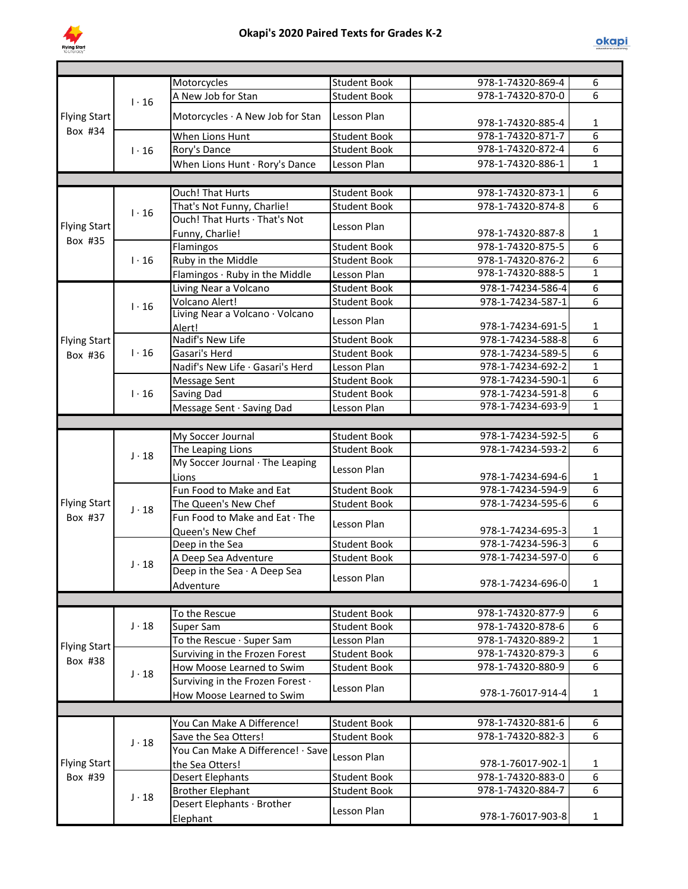# Okapi's 2020 Paired Texts for Grades K-2

| | | | | | |
|---|---|---|---|---|---|
| Flying Start Box #34 | I · 16 | Motorcycles | Student Book | 978-1-74320-869-4 | 6 |
| | | A New Job for Stan | Student Book | 978-1-74320-870-0 | 6 |
| | | Motorcycles · A New Job for Stan | Lesson Plan | 978-1-74320-885-4 | 1 |
| | I · 16 | When Lions Hunt | Student Book | 978-1-74320-871-7 | 6 |
| | | Rory's Dance | Student Book | 978-1-74320-872-4 | 6 |
| | | When Lions Hunt · Rory's Dance | Lesson Plan | 978-1-74320-886-1 | 1 |
| | | | | | |
| Flying Start Box #35 | I · 16 | Ouch! That Hurts | Student Book | 978-1-74320-873-1 | 6 |
| | | That's Not Funny, Charlie! | Student Book | 978-1-74320-874-8 | 6 |
| | | Ouch! That Hurts · That's Not Funny, Charlie! | Lesson Plan | 978-1-74320-887-8 | 1 |
| | I · 16 | Flamingos | Student Book | 978-1-74320-875-5 | 6 |
| | | Ruby in the Middle | Student Book | 978-1-74320-876-2 | 6 |
| | | Flamingos · Ruby in the Middle | Lesson Plan | 978-1-74320-888-5 | 1 |
| Flying Start Box #36 | I · 16 | Living Near a Volcano | Student Book | 978-1-74234-586-4 | 6 |
| | | Volcano Alert! | Student Book | 978-1-74234-587-1 | 6 |
| | | Living Near a Volcano · Volcano Alert! | Lesson Plan | 978-1-74234-691-5 | 1 |
| | I · 16 | Nadif's New Life | Student Book | 978-1-74234-588-8 | 6 |
| | | Gasari's Herd | Student Book | 978-1-74234-589-5 | 6 |
| | | Nadif's New Life · Gasari's Herd | Lesson Plan | 978-1-74234-692-2 | 1 |
| | I · 16 | Message Sent | Student Book | 978-1-74234-590-1 | 6 |
| | | Saving Dad | Student Book | 978-1-74234-591-8 | 6 |
| | | Message Sent · Saving Dad | Lesson Plan | 978-1-74234-693-9 | 1 |
| | | | | | |
| Flying Start Box #37 | J · 18 | My Soccer Journal | Student Book | 978-1-74234-592-5 | 6 |
| | | The Leaping Lions | Student Book | 978-1-74234-593-2 | 6 |
| | | My Soccer Journal · The Leaping Lions | Lesson Plan | 978-1-74234-694-6 | 1 |
| | J · 18 | Fun Food to Make and Eat | Student Book | 978-1-74234-594-9 | 6 |
| | | The Queen's New Chef | Student Book | 978-1-74234-595-6 | 6 |
| | | Fun Food to Make and Eat · The Queen's New Chef | Lesson Plan | 978-1-74234-695-3 | 1 |
| | J · 18 | Deep in the Sea | Student Book | 978-1-74234-596-3 | 6 |
| | | A Deep Sea Adventure | Student Book | 978-1-74234-597-0 | 6 |
| | | Deep in the Sea · A Deep Sea Adventure | Lesson Plan | 978-1-74234-696-0 | 1 |
| | | | | | |
| Flying Start Box #38 | J · 18 | To the Rescue | Student Book | 978-1-74320-877-9 | 6 |
| | | Super Sam | Student Book | 978-1-74320-878-6 | 6 |
| | | To the Rescue · Super Sam | Lesson Plan | 978-1-74320-889-2 | 1 |
| | J · 18 | Surviving in the Frozen Forest | Student Book | 978-1-74320-879-3 | 6 |
| | | How Moose Learned to Swim | Student Book | 978-1-74320-880-9 | 6 |
| | | Surviving in the Frozen Forest · How Moose Learned to Swim | Lesson Plan | 978-1-76017-914-4 | 1 |
| | | | | | |
| Flying Start Box #39 | J · 18 | You Can Make A Difference! | Student Book | 978-1-74320-881-6 | 6 |
| | | Save the Sea Otters! | Student Book | 978-1-74320-882-3 | 6 |
| | | You Can Make A Difference! · Save the Sea Otters! | Lesson Plan | 978-1-76017-902-1 | 1 |
| | J · 18 | Desert Elephants | Student Book | 978-1-74320-883-0 | 6 |
| | | Brother Elephant | Student Book | 978-1-74320-884-7 | 6 |
| | | Desert Elephants · Brother Elephant | Lesson Plan | 978-1-76017-903-8 | 1 |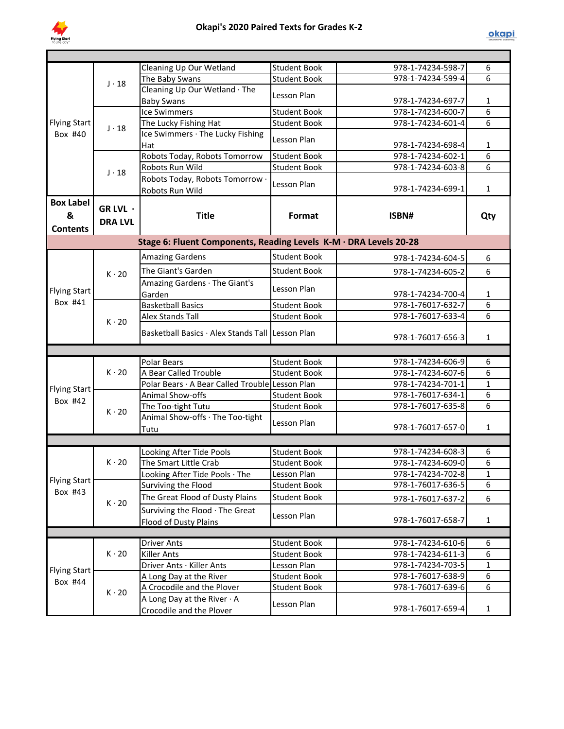# Okapi's 2020 Paired Texts for Grades K-2

| Box Label & Contents | GR LVL · DRA LVL | Title | Format | ISBN# | Qty |
|---|---|---|---|---|---|
| Flying Start Box #40 | J · 18 | Cleaning Up Our Wetland | Student Book | 978-1-74234-598-7 | 6 |
| | | The Baby Swans | Student Book | 978-1-74234-599-4 | 6 |
| | | Cleaning Up Our Wetland · The Baby Swans | Lesson Plan | 978-1-74234-697-7 | 1 |
| | J · 18 | Ice Swimmers | Student Book | 978-1-74234-600-7 | 6 |
| | | The Lucky Fishing Hat | Student Book | 978-1-74234-601-4 | 6 |
| | | Ice Swimmers · The Lucky Fishing Hat | Lesson Plan | 978-1-74234-698-4 | 1 |
| | J · 18 | Robots Today, Robots Tomorrow | Student Book | 978-1-74234-602-1 | 6 |
| | | Robots Run Wild | Student Book | 978-1-74234-603-8 | 6 |
| | | Robots Today, Robots Tomorrow · Robots Run Wild | Lesson Plan | 978-1-74234-699-1 | 1 |

| Box Label & Contents | GR LVL · DRA LVL | Title | Format | ISBN# | Qty |
|---|---|---|---|---|---|
| **Stage 6: Fluent Components, Reading Levels K-M · DRA Levels 20-28** | | | | | |
| Flying Start Box #41 | K · 20 | Amazing Gardens | Student Book | 978-1-74234-604-5 | 6 |
| | | The Giant's Garden | Student Book | 978-1-74234-605-2 | 6 |
| | | Amazing Gardens · The Giant's Garden | Lesson Plan | 978-1-74234-700-4 | 1 |
| | K · 20 | Basketball Basics | Student Book | 978-1-76017-632-7 | 6 |
| | | Alex Stands Tall | Student Book | 978-1-76017-633-4 | 6 |
| | | Basketball Basics · Alex Stands Tall | Lesson Plan | 978-1-76017-656-3 | 1 |
| Flying Start Box #42 | K · 20 | Polar Bears | Student Book | 978-1-74234-606-9 | 6 |
| | | A Bear Called Trouble | Student Book | 978-1-74234-607-6 | 6 |
| | | Polar Bears · A Bear Called Trouble | Lesson Plan | 978-1-74234-701-1 | 1 |
| | K · 20 | Animal Show-offs | Student Book | 978-1-76017-634-1 | 6 |
| | | The Too-tight Tutu | Student Book | 978-1-76017-635-8 | 6 |
| | | Animal Show-offs · The Too-tight Tutu | Lesson Plan | 978-1-76017-657-0 | 1 |
| Flying Start Box #43 | K · 20 | Looking After Tide Pools | Student Book | 978-1-74234-608-3 | 6 |
| | | The Smart Little Crab | Student Book | 978-1-74234-609-0 | 6 |
| | | Looking After Tide Pools · The | Lesson Plan | 978-1-74234-702-8 | 1 |
| | K · 20 | Surviving the Flood | Student Book | 978-1-76017-636-5 | 6 |
| | | The Great Flood of Dusty Plains | Student Book | 978-1-76017-637-2 | 6 |
| | | Surviving the Flood · The Great Flood of Dusty Plains | Lesson Plan | 978-1-76017-658-7 | 1 |
| Flying Start Box #44 | K · 20 | Driver Ants | Student Book | 978-1-74234-610-6 | 6 |
| | | Killer Ants | Student Book | 978-1-74234-611-3 | 6 |
| | | Driver Ants · Killer Ants | Lesson Plan | 978-1-74234-703-5 | 1 |
| | K · 20 | A Long Day at the River | Student Book | 978-1-76017-638-9 | 6 |
| | | A Crocodile and the Plover | Student Book | 978-1-76017-639-6 | 6 |
| | | A Long Day at the River · A Crocodile and the Plover | Lesson Plan | 978-1-76017-659-4 | 1 |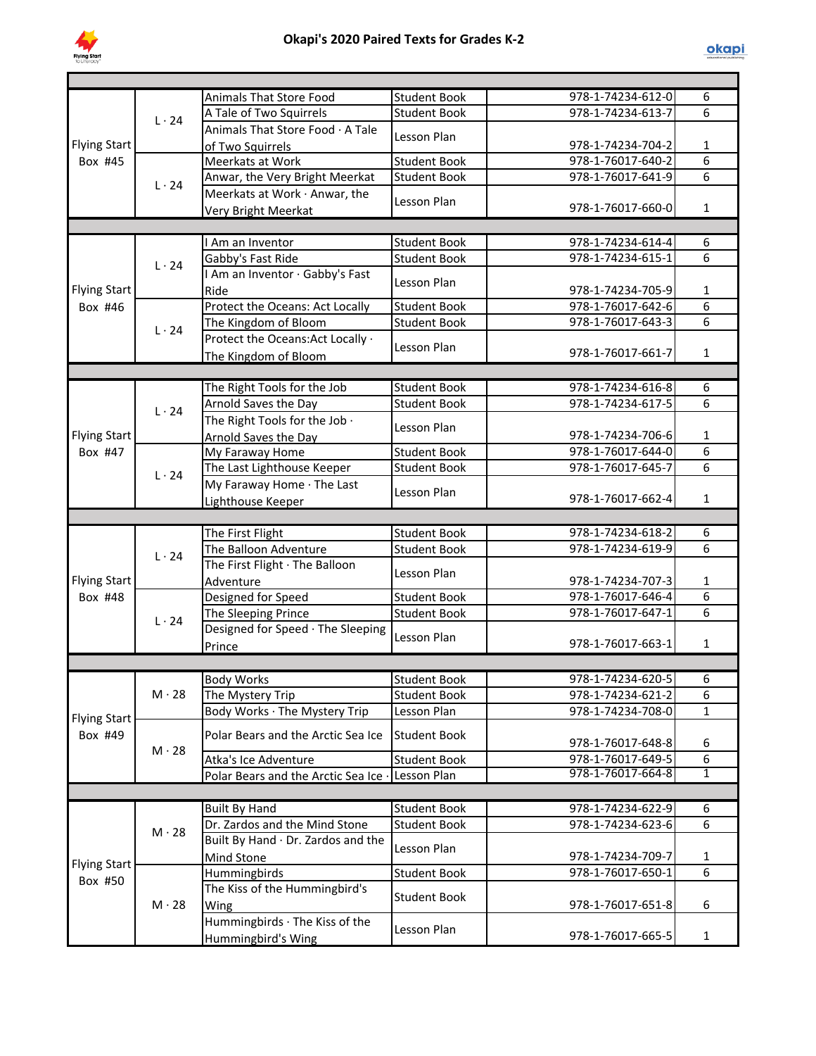# Okapi's 2020 Paired Texts for Grades K-2

| | | | | | |
|---|---|---|---|---|---|
| Flying Start Box #45 | L · 24 | Animals That Store Food | Student Book | 978-1-74234-612-0 | 6 |
| | | A Tale of Two Squirrels | Student Book | 978-1-74234-613-7 | 6 |
| | | Animals That Store Food · A Tale of Two Squirrels | Lesson Plan | 978-1-74234-704-2 | 1 |
| | L · 24 | Meerkats at Work | Student Book | 978-1-76017-640-2 | 6 |
| | | Anwar, the Very Bright Meerkat | Student Book | 978-1-76017-641-9 | 6 |
| | | Meerkats at Work · Anwar, the Very Bright Meerkat | Lesson Plan | 978-1-76017-660-0 | 1 |
| Flying Start Box #46 | L · 24 | I Am an Inventor | Student Book | 978-1-74234-614-4 | 6 |
| | | Gabby's Fast Ride | Student Book | 978-1-74234-615-1 | 6 |
| | | I Am an Inventor · Gabby's Fast Ride | Lesson Plan | 978-1-74234-705-9 | 1 |
| | L · 24 | Protect the Oceans: Act Locally | Student Book | 978-1-76017-642-6 | 6 |
| | | The Kingdom of Bloom | Student Book | 978-1-76017-643-3 | 6 |
| | | Protect the Oceans:Act Locally · The Kingdom of Bloom | Lesson Plan | 978-1-76017-661-7 | 1 |
| Flying Start Box #47 | L · 24 | The Right Tools for the Job | Student Book | 978-1-74234-616-8 | 6 |
| | | Arnold Saves the Day | Student Book | 978-1-74234-617-5 | 6 |
| | | The Right Tools for the Job · Arnold Saves the Day | Lesson Plan | 978-1-74234-706-6 | 1 |
| | L · 24 | My Faraway Home | Student Book | 978-1-76017-644-0 | 6 |
| | | The Last Lighthouse Keeper | Student Book | 978-1-76017-645-7 | 6 |
| | | My Faraway Home · The Last Lighthouse Keeper | Lesson Plan | 978-1-76017-662-4 | 1 |
| Flying Start Box #48 | L · 24 | The First Flight | Student Book | 978-1-74234-618-2 | 6 |
| | | The Balloon Adventure | Student Book | 978-1-74234-619-9 | 6 |
| | | The First Flight · The Balloon Adventure | Lesson Plan | 978-1-74234-707-3 | 1 |
| | L · 24 | Designed for Speed | Student Book | 978-1-76017-646-4 | 6 |
| | | The Sleeping Prince | Student Book | 978-1-76017-647-1 | 6 |
| | | Designed for Speed · The Sleeping Prince | Lesson Plan | 978-1-76017-663-1 | 1 |
| Flying Start Box #49 | M · 28 | Body Works | Student Book | 978-1-74234-620-5 | 6 |
| | | The Mystery Trip | Student Book | 978-1-74234-621-2 | 6 |
| | | Body Works · The Mystery Trip | Lesson Plan | 978-1-74234-708-0 | 1 |
| | M · 28 | Polar Bears and the Arctic Sea Ice | Student Book | 978-1-76017-648-8 | 6 |
| | | Atka's Ice Adventure | Student Book | 978-1-76017-649-5 | 6 |
| | | Polar Bears and the Arctic Sea Ice · | Lesson Plan | 978-1-76017-664-8 | 1 |
| Flying Start Box #50 | M · 28 | Built By Hand | Student Book | 978-1-74234-622-9 | 6 |
| | | Dr. Zardos and the Mind Stone | Student Book | 978-1-74234-623-6 | 6 |
| | | Built By Hand · Dr. Zardos and the Mind Stone | Lesson Plan | 978-1-74234-709-7 | 1 |
| | M · 28 | Hummingbirds | Student Book | 978-1-76017-650-1 | 6 |
| | | The Kiss of the Hummingbird's Wing | Student Book | 978-1-76017-651-8 | 6 |
| | | Hummingbirds · The Kiss of the Hummingbird's Wing | Lesson Plan | 978-1-76017-665-5 | 1 |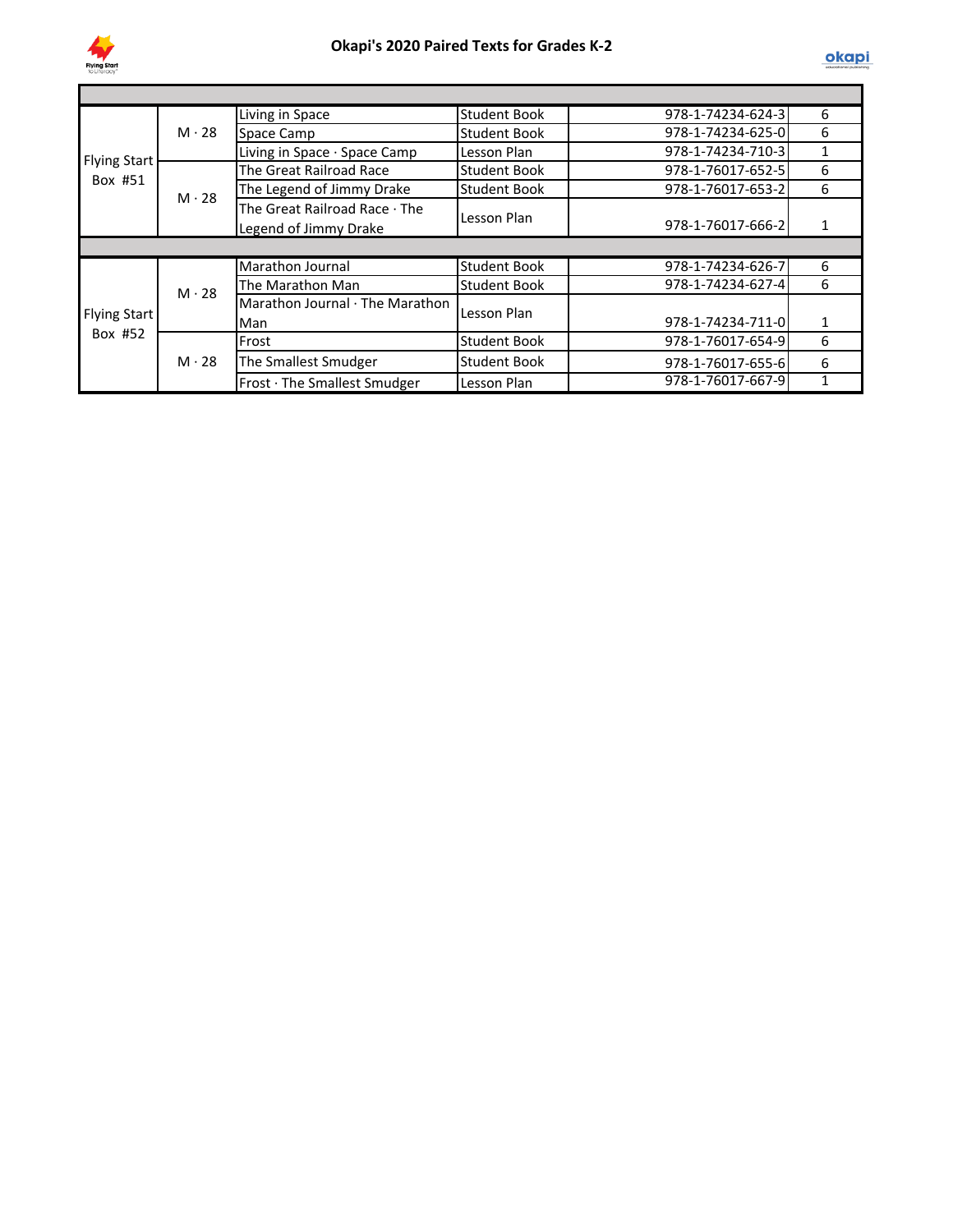# Okapi's 2020 Paired Texts for Grades K-2

| | | | | | |
|---|---|---|---|---|---|
| | | | | | |
| Flying Start Box #51 | M · 28 | Living in Space | Student Book | 978-1-74234-624-3 | 6 |
| | | Space Camp | Student Book | 978-1-74234-625-0 | 6 |
| | | Living in Space · Space Camp | Lesson Plan | 978-1-74234-710-3 | 1 |
| | M · 28 | The Great Railroad Race | Student Book | 978-1-76017-652-5 | 6 |
| | | The Legend of Jimmy Drake | Student Book | 978-1-76017-653-2 | 6 |
| | | The Great Railroad Race · The Legend of Jimmy Drake | Lesson Plan | 978-1-76017-666-2 | 1 |
| | | | | | |
| Flying Start Box #52 | M · 28 | Marathon Journal | Student Book | 978-1-74234-626-7 | 6 |
| | | The Marathon Man | Student Book | 978-1-74234-627-4 | 6 |
| | | Marathon Journal · The Marathon Man | Lesson Plan | 978-1-74234-711-0 | 1 |
| | M · 28 | Frost | Student Book | 978-1-76017-654-9 | 6 |
| | | The Smallest Smudger | Student Book | 978-1-76017-655-6 | 6 |
| | | Frost · The Smallest Smudger | Lesson Plan | 978-1-76017-667-9 | 1 |